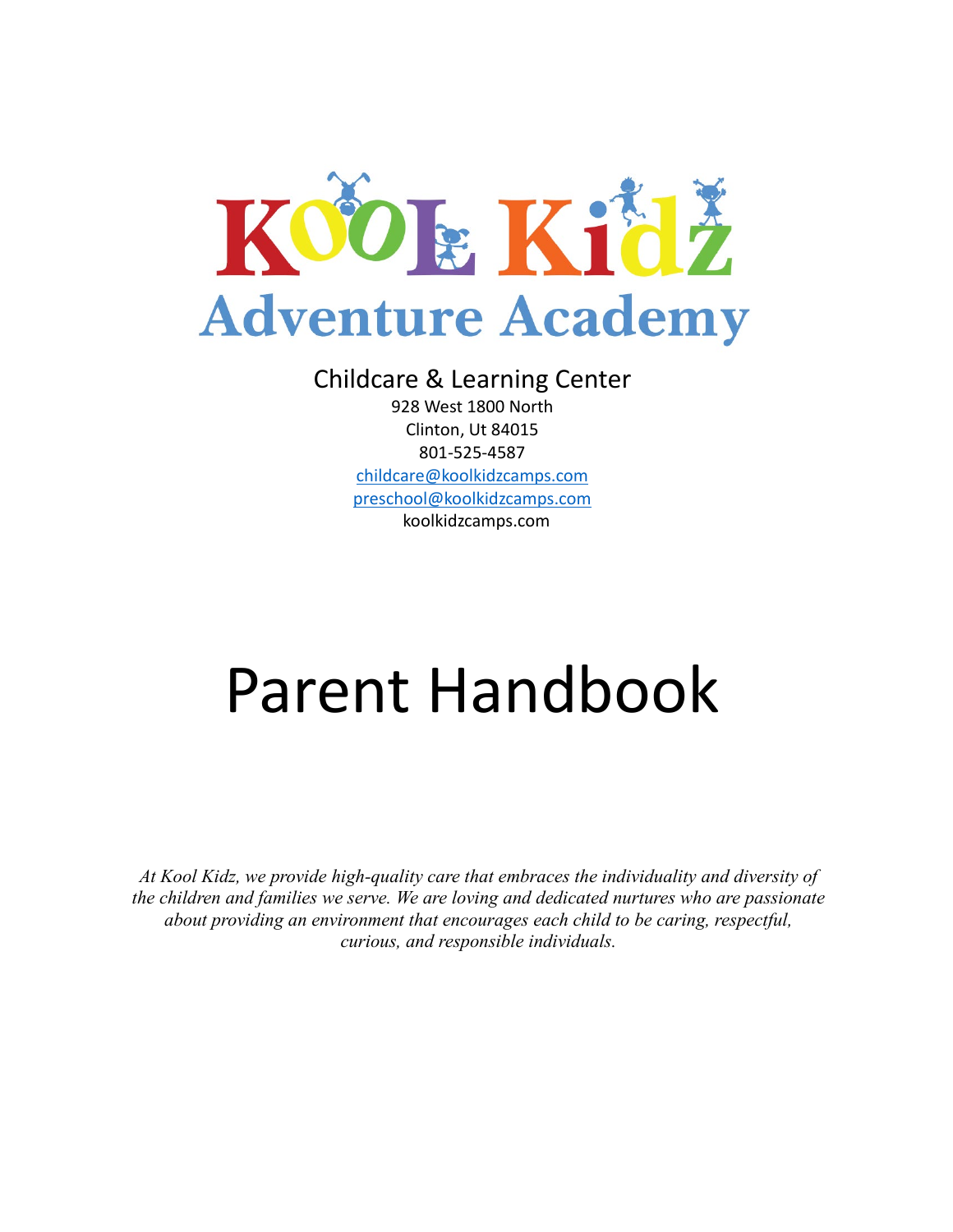# KOOL Kidz Adventure Academy

Childcare & Learning Center

928 West 1800 North
Clinton, Ut 84015
801-525-4587
childcare@koolkidzcamps.com
preschool@koolkidzcamps.com
koolkidzcamps.com

# Parent Handbook

*At Kool Kidz, we provide high-quality care that embraces the individuality and diversity of the children and families we serve. We are loving and dedicated nurtures who are passionate about providing an environment that encourages each child to be caring, respectful, curious, and responsible individuals.*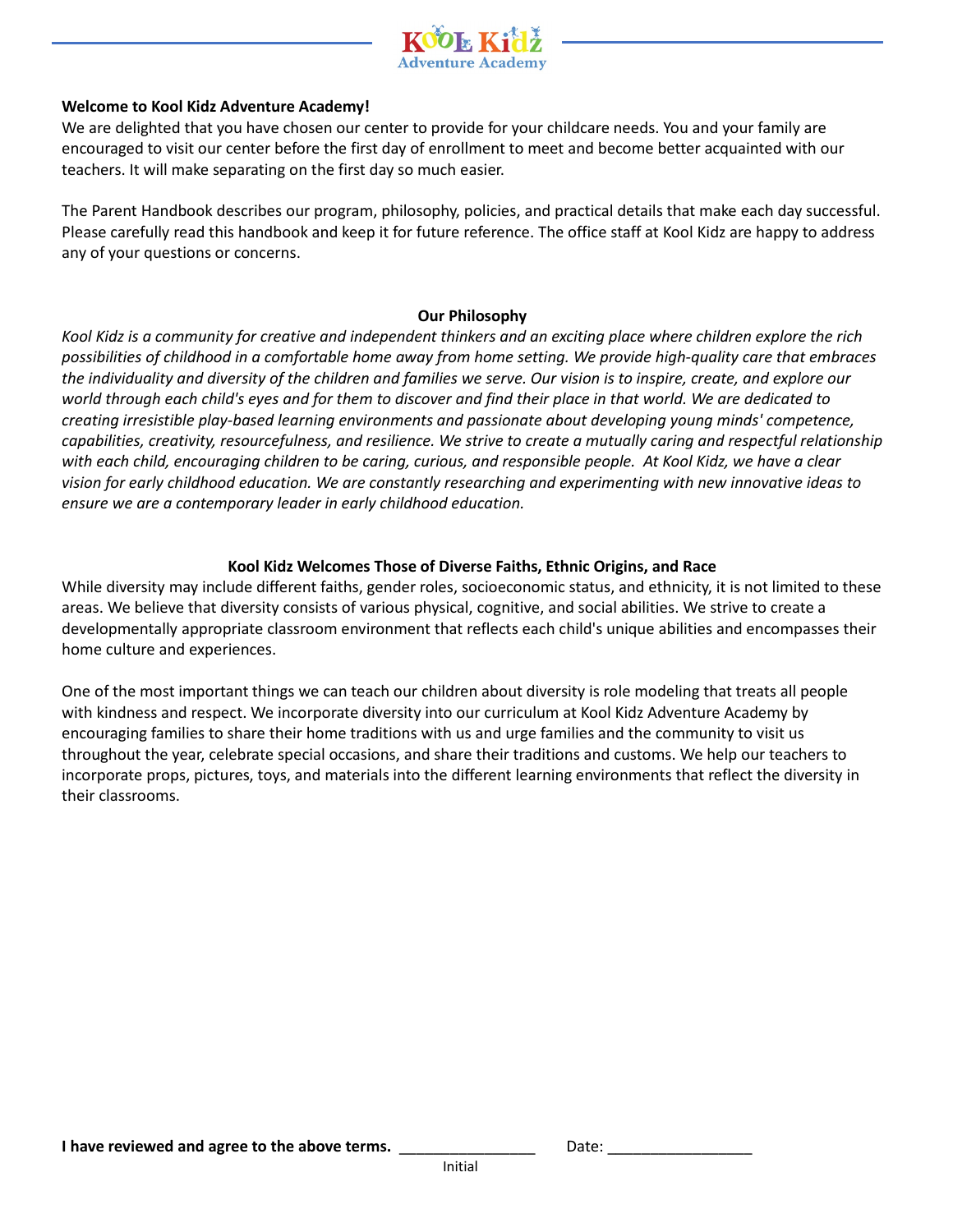**Welcome to Kool Kidz Adventure Academy!**

We are delighted that you have chosen our center to provide for your childcare needs. You and your family are encouraged to visit our center before the first day of enrollment to meet and become better acquainted with our teachers. It will make separating on the first day so much easier.

The Parent Handbook describes our program, philosophy, policies, and practical details that make each day successful. Please carefully read this handbook and keep it for future reference. The office staff at Kool Kidz are happy to address any of your questions or concerns.

## Our Philosophy

*Kool Kidz is a community for creative and independent thinkers and an exciting place where children explore the rich possibilities of childhood in a comfortable home away from home setting. We provide high-quality care that embraces the individuality and diversity of the children and families we serve. Our vision is to inspire, create, and explore our world through each child's eyes and for them to discover and find their place in that world. We are dedicated to creating irresistible play-based learning environments and passionate about developing young minds' competence, capabilities, creativity, resourcefulness, and resilience. We strive to create a mutually caring and respectful relationship with each child, encouraging children to be caring, curious, and responsible people. At Kool Kidz, we have a clear vision for early childhood education. We are constantly researching and experimenting with new innovative ideas to ensure we are a contemporary leader in early childhood education.*

## Kool Kidz Welcomes Those of Diverse Faiths, Ethnic Origins, and Race

While diversity may include different faiths, gender roles, socioeconomic status, and ethnicity, it is not limited to these areas. We believe that diversity consists of various physical, cognitive, and social abilities. We strive to create a developmentally appropriate classroom environment that reflects each child's unique abilities and encompasses their home culture and experiences.

One of the most important things we can teach our children about diversity is role modeling that treats all people with kindness and respect. We incorporate diversity into our curriculum at Kool Kidz Adventure Academy by encouraging families to share their home traditions with us and urge families and the community to visit us throughout the year, celebrate special occasions, and share their traditions and customs. We help our teachers to incorporate props, pictures, toys, and materials into the different learning environments that reflect the diversity in their classrooms.

**I have reviewed and agree to the above terms.** ________________ Date: _________________

Initial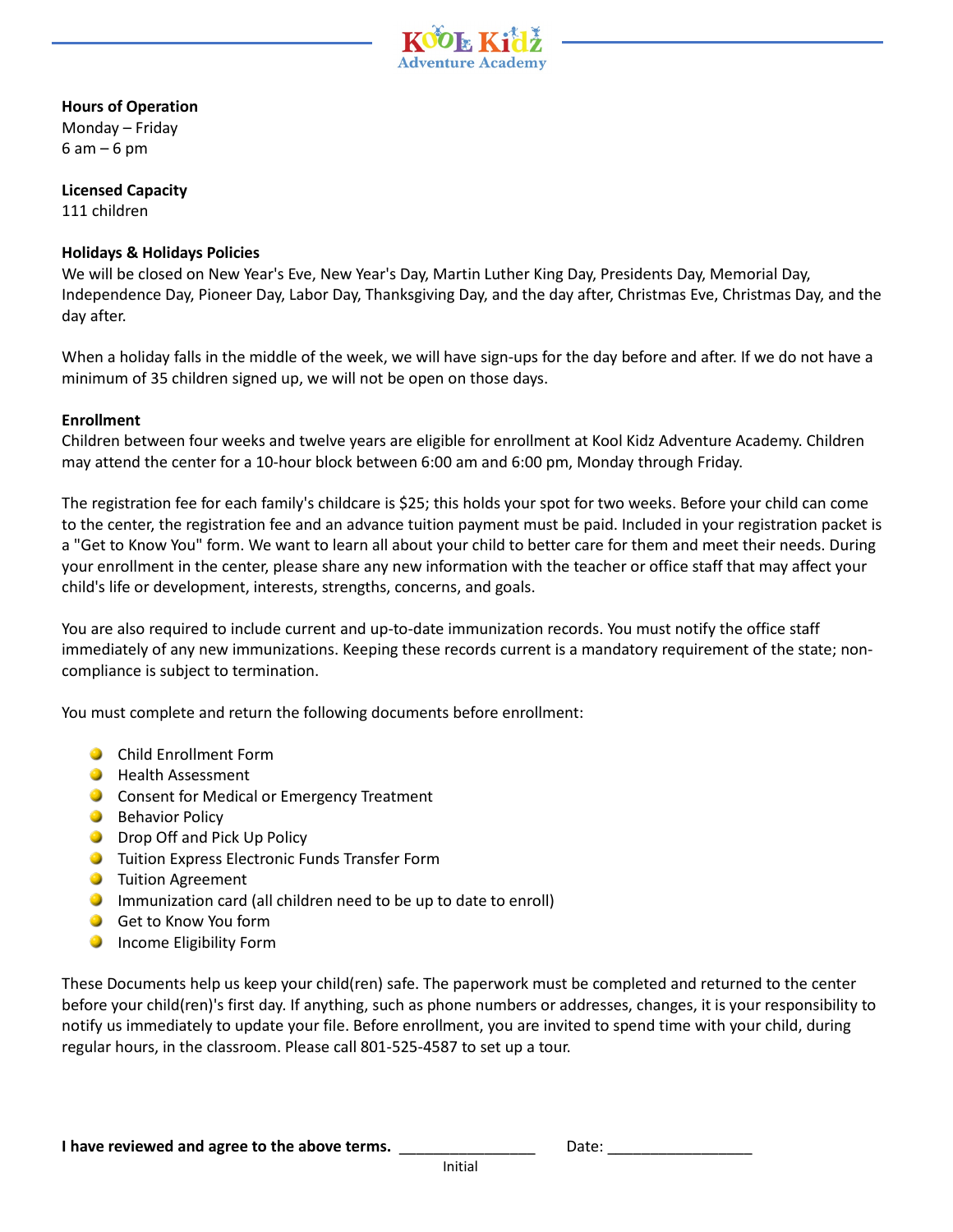**Hours of Operation**
Monday – Friday
6 am – 6 pm

**Licensed Capacity**
111 children

**Holidays & Holidays Policies**
We will be closed on New Year's Eve, New Year's Day, Martin Luther King Day, Presidents Day, Memorial Day, Independence Day, Pioneer Day, Labor Day, Thanksgiving Day, and the day after, Christmas Eve, Christmas Day, and the day after.

When a holiday falls in the middle of the week, we will have sign-ups for the day before and after. If we do not have a minimum of 35 children signed up, we will not be open on those days.

**Enrollment**
Children between four weeks and twelve years are eligible for enrollment at Kool Kidz Adventure Academy. Children may attend the center for a 10-hour block between 6:00 am and 6:00 pm, Monday through Friday.

The registration fee for each family's childcare is $25; this holds your spot for two weeks. Before your child can come to the center, the registration fee and an advance tuition payment must be paid. Included in your registration packet is a "Get to Know You" form. We want to learn all about your child to better care for them and meet their needs. During your enrollment in the center, please share any new information with the teacher or office staff that may affect your child's life or development, interests, strengths, concerns, and goals.

You are also required to include current and up-to-date immunization records. You must notify the office staff immediately of any new immunizations. Keeping these records current is a mandatory requirement of the state; non-compliance is subject to termination.

You must complete and return the following documents before enrollment:

- Child Enrollment Form
- Health Assessment
- Consent for Medical or Emergency Treatment
- Behavior Policy
- Drop Off and Pick Up Policy
- Tuition Express Electronic Funds Transfer Form
- Tuition Agreement
- Immunization card (all children need to be up to date to enroll)
- Get to Know You form
- Income Eligibility Form

These Documents help us keep your child(ren) safe. The paperwork must be completed and returned to the center before your child(ren)'s first day. If anything, such as phone numbers or addresses, changes, it is your responsibility to notify us immediately to update your file. Before enrollment, you are invited to spend time with your child, during regular hours, in the classroom. Please call 801-525-4587 to set up a tour.

**I have reviewed and agree to the above terms.** ________________ Date: _________________
Initial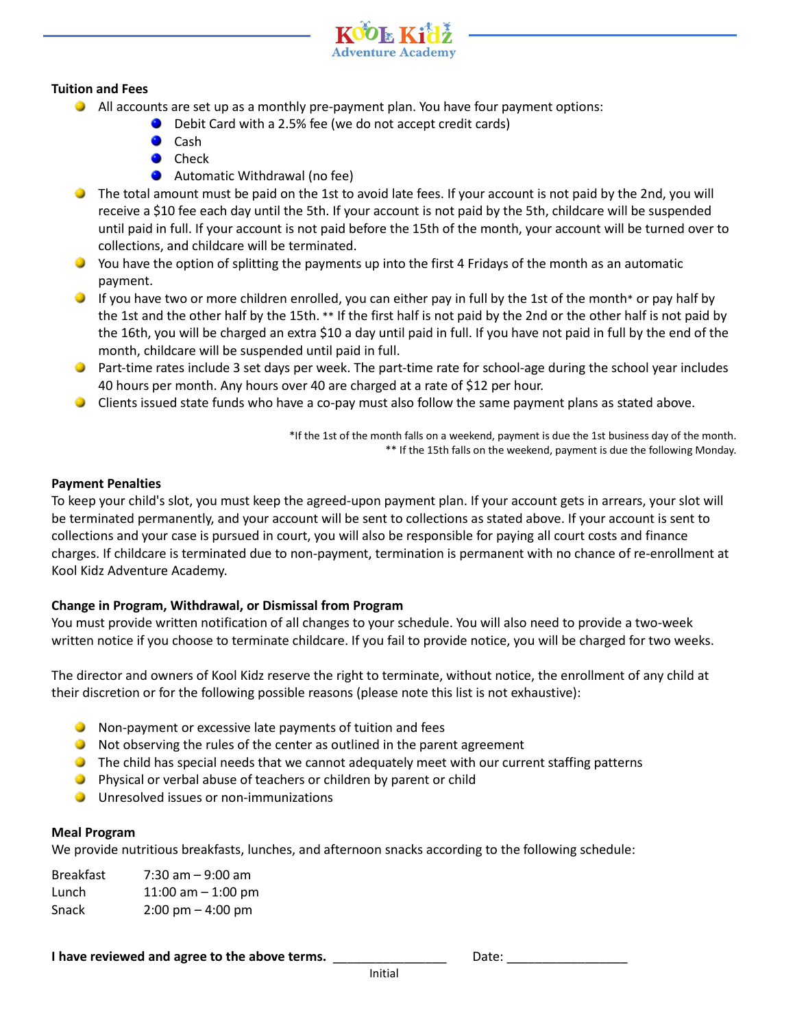**Tuition and Fees**

- All accounts are set up as a monthly pre-payment plan. You have four payment options:
    - Debit Card with a 2.5% fee (we do not accept credit cards)
    - Cash
    - Check
    - Automatic Withdrawal (no fee)
- The total amount must be paid on the 1st to avoid late fees. If your account is not paid by the 2nd, you will receive a $10 fee each day until the 5th. If your account is not paid by the 5th, childcare will be suspended until paid in full. If your account is not paid before the 15th of the month, your account will be turned over to collections, and childcare will be terminated.
- You have the option of splitting the payments up into the first 4 Fridays of the month as an automatic payment.
- If you have two or more children enrolled, you can either pay in full by the 1st of the month* or pay half by the 1st and the other half by the 15th. ** If the first half is not paid by the 2nd or the other half is not paid by the 16th, you will be charged an extra $10 a day until paid in full. If you have not paid in full by the end of the month, childcare will be suspended until paid in full.
- Part-time rates include 3 set days per week. The part-time rate for school-age during the school year includes 40 hours per month. Any hours over 40 are charged at a rate of $12 per hour.
- Clients issued state funds who have a co-pay must also follow the same payment plans as stated above.

*If the 1st of the month falls on a weekend, payment is due the 1st business day of the month.
** If the 15th falls on the weekend, payment is due the following Monday.

**Payment Penalties**

To keep your child's slot, you must keep the agreed-upon payment plan. If your account gets in arrears, your slot will be terminated permanently, and your account will be sent to collections as stated above. If your account is sent to collections and your case is pursued in court, you will also be responsible for paying all court costs and finance charges. If childcare is terminated due to non-payment, termination is permanent with no chance of re-enrollment at Kool Kidz Adventure Academy.

**Change in Program, Withdrawal, or Dismissal from Program**

You must provide written notification of all changes to your schedule. You will also need to provide a two-week written notice if you choose to terminate childcare. If you fail to provide notice, you will be charged for two weeks.

The director and owners of Kool Kidz reserve the right to terminate, without notice, the enrollment of any child at their discretion or for the following possible reasons (please note this list is not exhaustive):

- Non-payment or excessive late payments of tuition and fees
- Not observing the rules of the center as outlined in the parent agreement
- The child has special needs that we cannot adequately meet with our current staffing patterns
- Physical or verbal abuse of teachers or children by parent or child
- Unresolved issues or non-immunizations

**Meal Program**

We provide nutritious breakfasts, lunches, and afternoon snacks according to the following schedule:

| | |
|---|---|
| Breakfast | 7:30 am – 9:00 am |
| Lunch | 11:00 am – 1:00 pm |
| Snack | 2:00 pm – 4:00 pm |

**I have reviewed and agree to the above terms.** ________________ Date: _________________
Initial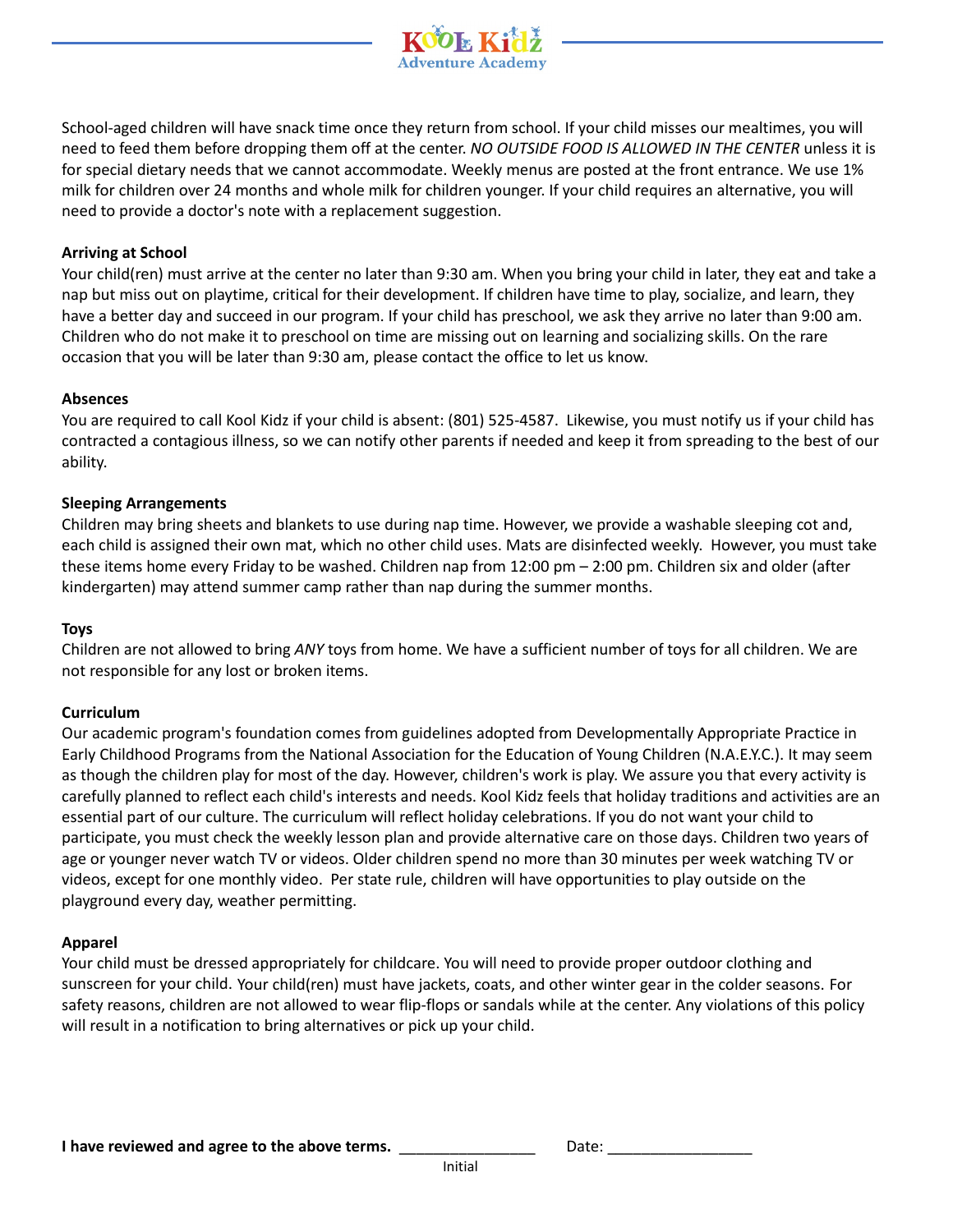School-aged children will have snack time once they return from school. If your child misses our mealtimes, you will need to feed them before dropping them off at the center. *NO OUTSIDE FOOD IS ALLOWED IN THE CENTER* unless it is for special dietary needs that we cannot accommodate. Weekly menus are posted at the front entrance. We use 1% milk for children over 24 months and whole milk for children younger. If your child requires an alternative, you will need to provide a doctor's note with a replacement suggestion.

**Arriving at School**
Your child(ren) must arrive at the center no later than 9:30 am. When you bring your child in later, they eat and take a nap but miss out on playtime, critical for their development. If children have time to play, socialize, and learn, they have a better day and succeed in our program. If your child has preschool, we ask they arrive no later than 9:00 am. Children who do not make it to preschool on time are missing out on learning and socializing skills. On the rare occasion that you will be later than 9:30 am, please contact the office to let us know.

**Absences**
You are required to call Kool Kidz if your child is absent: (801) 525-4587. Likewise, you must notify us if your child has contracted a contagious illness, so we can notify other parents if needed and keep it from spreading to the best of our ability.

**Sleeping Arrangements**
Children may bring sheets and blankets to use during nap time. However, we provide a washable sleeping cot and, each child is assigned their own mat, which no other child uses. Mats are disinfected weekly. However, you must take these items home every Friday to be washed. Children nap from 12:00 pm – 2:00 pm. Children six and older (after kindergarten) may attend summer camp rather than nap during the summer months.

**Toys**
Children are not allowed to bring *ANY* toys from home. We have a sufficient number of toys for all children. We are not responsible for any lost or broken items.

**Curriculum**
Our academic program's foundation comes from guidelines adopted from Developmentally Appropriate Practice in Early Childhood Programs from the National Association for the Education of Young Children (N.A.E.Y.C.). It may seem as though the children play for most of the day. However, children's work is play. We assure you that every activity is carefully planned to reflect each child's interests and needs. Kool Kidz feels that holiday traditions and activities are an essential part of our culture. The curriculum will reflect holiday celebrations. If you do not want your child to participate, you must check the weekly lesson plan and provide alternative care on those days. Children two years of age or younger never watch TV or videos. Older children spend no more than 30 minutes per week watching TV or videos, except for one monthly video. Per state rule, children will have opportunities to play outside on the playground every day, weather permitting.

**Apparel**
Your child must be dressed appropriately for childcare. You will need to provide proper outdoor clothing and sunscreen for your child. Your child(ren) must have jackets, coats, and other winter gear in the colder seasons. For safety reasons, children are not allowed to wear flip-flops or sandals while at the center. Any violations of this policy will result in a notification to bring alternatives or pick up your child.

**I have reviewed and agree to the above terms.** ________________ Date: _________________
Initial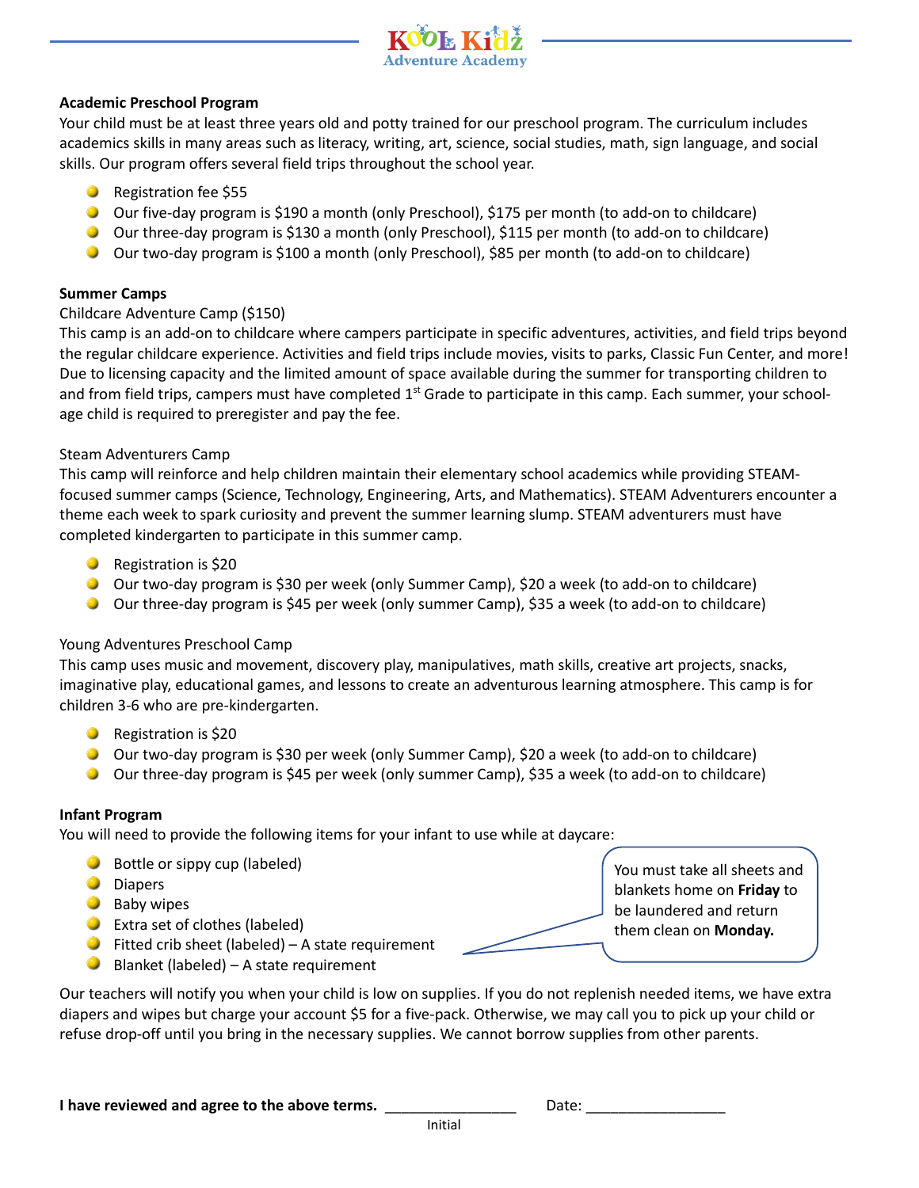**Academic Preschool Program**

Your child must be at least three years old and potty trained for our preschool program. The curriculum includes academics skills in many areas such as literacy, writing, art, science, social studies, math, sign language, and social skills. Our program offers several field trips throughout the school year.

- Registration fee $55
- Our five-day program is $190 a month (only Preschool), $175 per month (to add-on to childcare)
- Our three-day program is $130 a month (only Preschool), $115 per month (to add-on to childcare)
- Our two-day program is $100 a month (only Preschool), $85 per month (to add-on to childcare)

**Summer Camps**

Childcare Adventure Camp ($150)

This camp is an add-on to childcare where campers participate in specific adventures, activities, and field trips beyond the regular childcare experience. Activities and field trips include movies, visits to parks, Classic Fun Center, and more! Due to licensing capacity and the limited amount of space available during the summer for transporting children to and from field trips, campers must have completed 1st Grade to participate in this camp. Each summer, your school-age child is required to preregister and pay the fee.

Steam Adventurers Camp

This camp will reinforce and help children maintain their elementary school academics while providing STEAM-focused summer camps (Science, Technology, Engineering, Arts, and Mathematics). STEAM Adventurers encounter a theme each week to spark curiosity and prevent the summer learning slump. STEAM adventurers must have completed kindergarten to participate in this summer camp.

- Registration is $20
- Our two-day program is $30 per week (only Summer Camp), $20 a week (to add-on to childcare)
- Our three-day program is $45 per week (only summer Camp), $35 a week (to add-on to childcare)

Young Adventures Preschool Camp

This camp uses music and movement, discovery play, manipulatives, math skills, creative art projects, snacks, imaginative play, educational games, and lessons to create an adventurous learning atmosphere. This camp is for children 3-6 who are pre-kindergarten.

- Registration is $20
- Our two-day program is $30 per week (only Summer Camp), $20 a week (to add-on to childcare)
- Our three-day program is $45 per week (only summer Camp), $35 a week (to add-on to childcare)

**Infant Program**

You will need to provide the following items for your infant to use while at daycare:

- Bottle or sippy cup (labeled)
- Diapers
- Baby wipes
- Extra set of clothes (labeled)
- Fitted crib sheet (labeled) – A state requirement
- Blanket (labeled) – A state requirement

> You must take all sheets and blankets home on **Friday** to be laundered and return them clean on **Monday.**

Our teachers will notify you when your child is low on supplies. If you do not replenish needed items, we have extra diapers and wipes but charge your account $5 for a five-pack. Otherwise, we may call you to pick up your child or refuse drop-off until you bring in the necessary supplies. We cannot borrow supplies from other parents.

**I have reviewed and agree to the above terms.** ________________ Date: _________________

Initial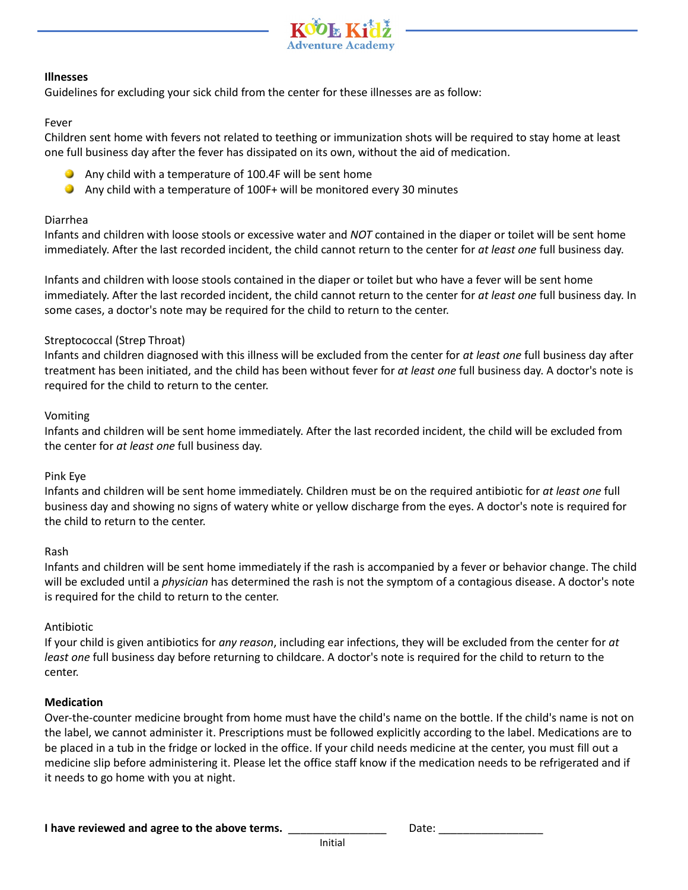**Illnesses**

Guidelines for excluding your sick child from the center for these illnesses are as follow:

Fever

Children sent home with fevers not related to teething or immunization shots will be required to stay home at least one full business day after the fever has dissipated on its own, without the aid of medication.

- Any child with a temperature of 100.4F will be sent home
- Any child with a temperature of 100F+ will be monitored every 30 minutes

Diarrhea

Infants and children with loose stools or excessive water and *NOT* contained in the diaper or toilet will be sent home immediately. After the last recorded incident, the child cannot return to the center for *at least one* full business day.

Infants and children with loose stools contained in the diaper or toilet but who have a fever will be sent home immediately. After the last recorded incident, the child cannot return to the center for *at least one* full business day. In some cases, a doctor's note may be required for the child to return to the center.

Streptococcal (Strep Throat)

Infants and children diagnosed with this illness will be excluded from the center for *at least one* full business day after treatment has been initiated, and the child has been without fever for *at least one* full business day. A doctor's note is required for the child to return to the center.

Vomiting

Infants and children will be sent home immediately. After the last recorded incident, the child will be excluded from the center for *at least one* full business day.

Pink Eye

Infants and children will be sent home immediately. Children must be on the required antibiotic for *at least one* full business day and showing no signs of watery white or yellow discharge from the eyes. A doctor's note is required for the child to return to the center.

Rash

Infants and children will be sent home immediately if the rash is accompanied by a fever or behavior change. The child will be excluded until a *physician* has determined the rash is not the symptom of a contagious disease. A doctor's note is required for the child to return to the center.

Antibiotic

If your child is given antibiotics for *any reason*, including ear infections, they will be excluded from the center for *at least one* full business day before returning to childcare. A doctor's note is required for the child to return to the center.

**Medication**

Over-the-counter medicine brought from home must have the child's name on the bottle. If the child's name is not on the label, we cannot administer it. Prescriptions must be followed explicitly according to the label. Medications are to be placed in a tub in the fridge or locked in the office. If your child needs medicine at the center, you must fill out a medicine slip before administering it. Please let the office staff know if the medication needs to be refrigerated and if it needs to go home with you at night.

**I have reviewed and agree to the above terms.** ________________ Date: _________________

Initial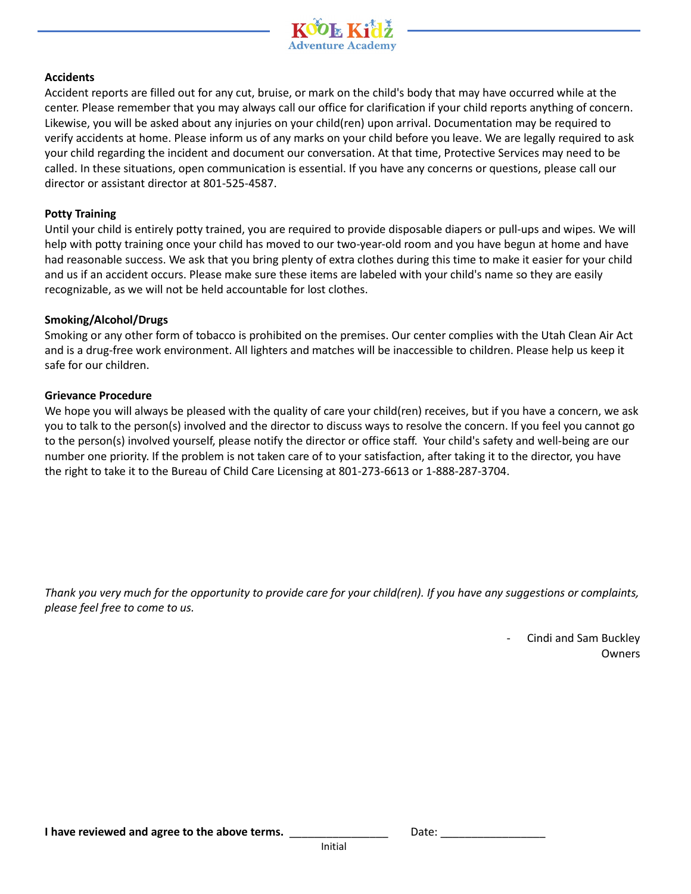**Accidents**

Accident reports are filled out for any cut, bruise, or mark on the child's body that may have occurred while at the center. Please remember that you may always call our office for clarification if your child reports anything of concern. Likewise, you will be asked about any injuries on your child(ren) upon arrival. Documentation may be required to verify accidents at home. Please inform us of any marks on your child before you leave. We are legally required to ask your child regarding the incident and document our conversation. At that time, Protective Services may need to be called. In these situations, open communication is essential. If you have any concerns or questions, please call our director or assistant director at 801-525-4587.

**Potty Training**

Until your child is entirely potty trained, you are required to provide disposable diapers or pull-ups and wipes. We will help with potty training once your child has moved to our two-year-old room and you have begun at home and have had reasonable success. We ask that you bring plenty of extra clothes during this time to make it easier for your child and us if an accident occurs. Please make sure these items are labeled with your child's name so they are easily recognizable, as we will not be held accountable for lost clothes.

**Smoking/Alcohol/Drugs**

Smoking or any other form of tobacco is prohibited on the premises. Our center complies with the Utah Clean Air Act and is a drug-free work environment. All lighters and matches will be inaccessible to children. Please help us keep it safe for our children.

**Grievance Procedure**

We hope you will always be pleased with the quality of care your child(ren) receives, but if you have a concern, we ask you to talk to the person(s) involved and the director to discuss ways to resolve the concern. If you feel you cannot go to the person(s) involved yourself, please notify the director or office staff. Your child's safety and well-being are our number one priority. If the problem is not taken care of to your satisfaction, after taking it to the director, you have the right to take it to the Bureau of Child Care Licensing at 801-273-6613 or 1-888-287-3704.

*Thank you very much for the opportunity to provide care for your child(ren). If you have any suggestions or complaints, please feel free to come to us.*

- Cindi and Sam Buckley
Owners

**I have reviewed and agree to the above terms.** ________________ Date: _________________
Initial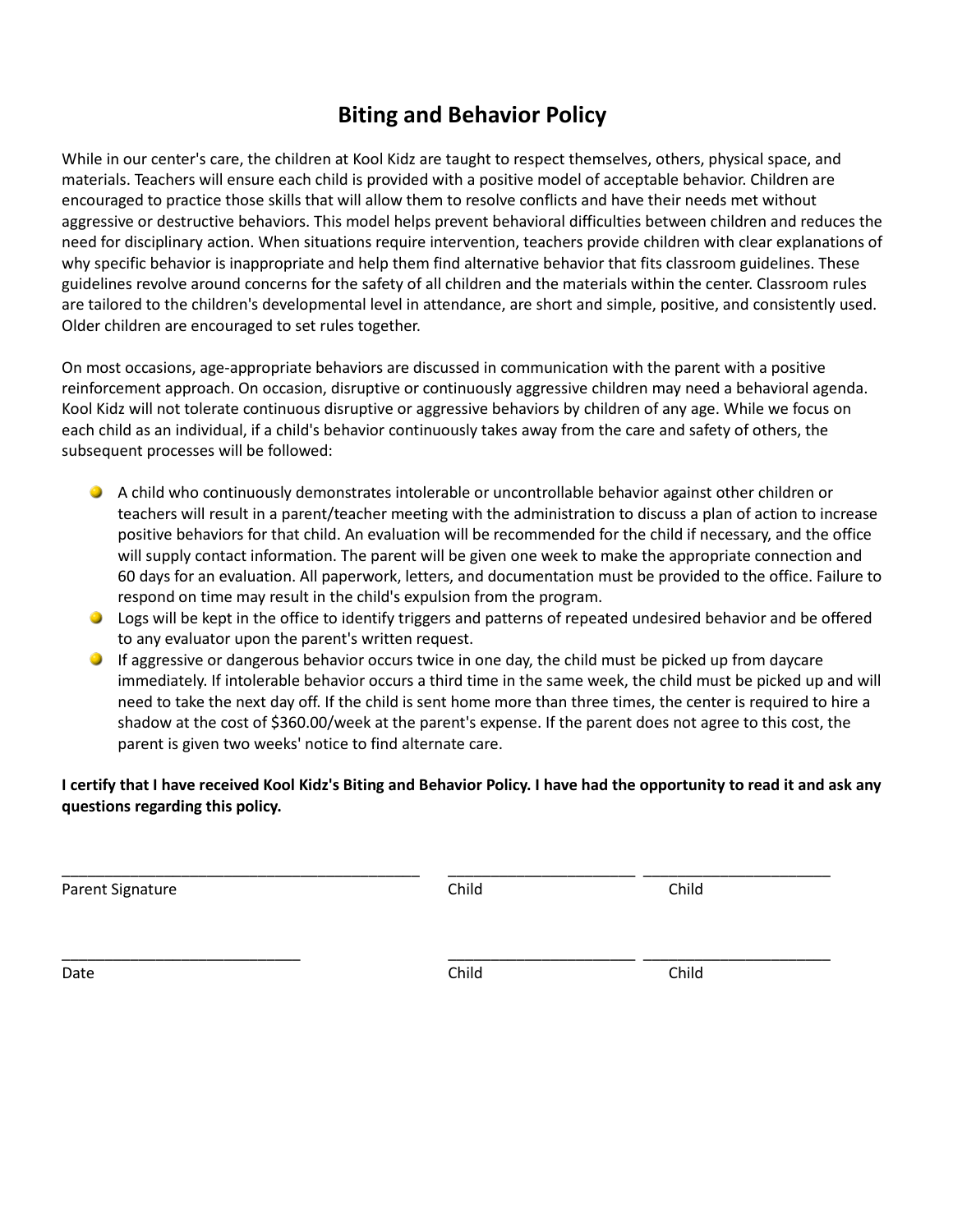# Biting and Behavior Policy

While in our center's care, the children at Kool Kidz are taught to respect themselves, others, physical space, and materials. Teachers will ensure each child is provided with a positive model of acceptable behavior. Children are encouraged to practice those skills that will allow them to resolve conflicts and have their needs met without aggressive or destructive behaviors. This model helps prevent behavioral difficulties between children and reduces the need for disciplinary action. When situations require intervention, teachers provide children with clear explanations of why specific behavior is inappropriate and help them find alternative behavior that fits classroom guidelines. These guidelines revolve around concerns for the safety of all children and the materials within the center. Classroom rules are tailored to the children's developmental level in attendance, are short and simple, positive, and consistently used. Older children are encouraged to set rules together.

On most occasions, age-appropriate behaviors are discussed in communication with the parent with a positive reinforcement approach. On occasion, disruptive or continuously aggressive children may need a behavioral agenda. Kool Kidz will not tolerate continuous disruptive or aggressive behaviors by children of any age. While we focus on each child as an individual, if a child's behavior continuously takes away from the care and safety of others, the subsequent processes will be followed:

- A child who continuously demonstrates intolerable or uncontrollable behavior against other children or teachers will result in a parent/teacher meeting with the administration to discuss a plan of action to increase positive behaviors for that child. An evaluation will be recommended for the child if necessary, and the office will supply contact information. The parent will be given one week to make the appropriate connection and 60 days for an evaluation. All paperwork, letters, and documentation must be provided to the office. Failure to respond on time may result in the child's expulsion from the program.
- Logs will be kept in the office to identify triggers and patterns of repeated undesired behavior and be offered to any evaluator upon the parent's written request.
- If aggressive or dangerous behavior occurs twice in one day, the child must be picked up from daycare immediately. If intolerable behavior occurs a third time in the same week, the child must be picked up and will need to take the next day off. If the child is sent home more than three times, the center is required to hire a shadow at the cost of $360.00/week at the parent's expense. If the parent does not agree to this cost, the parent is given two weeks' notice to find alternate care.

**I certify that I have received Kool Kidz's Biting and Behavior Policy. I have had the opportunity to read it and ask any questions regarding this policy.**

___________________________________________ ______________________ ______________________
Parent Signature Child Child

____________________________ ______________________ ______________________
Date Child Child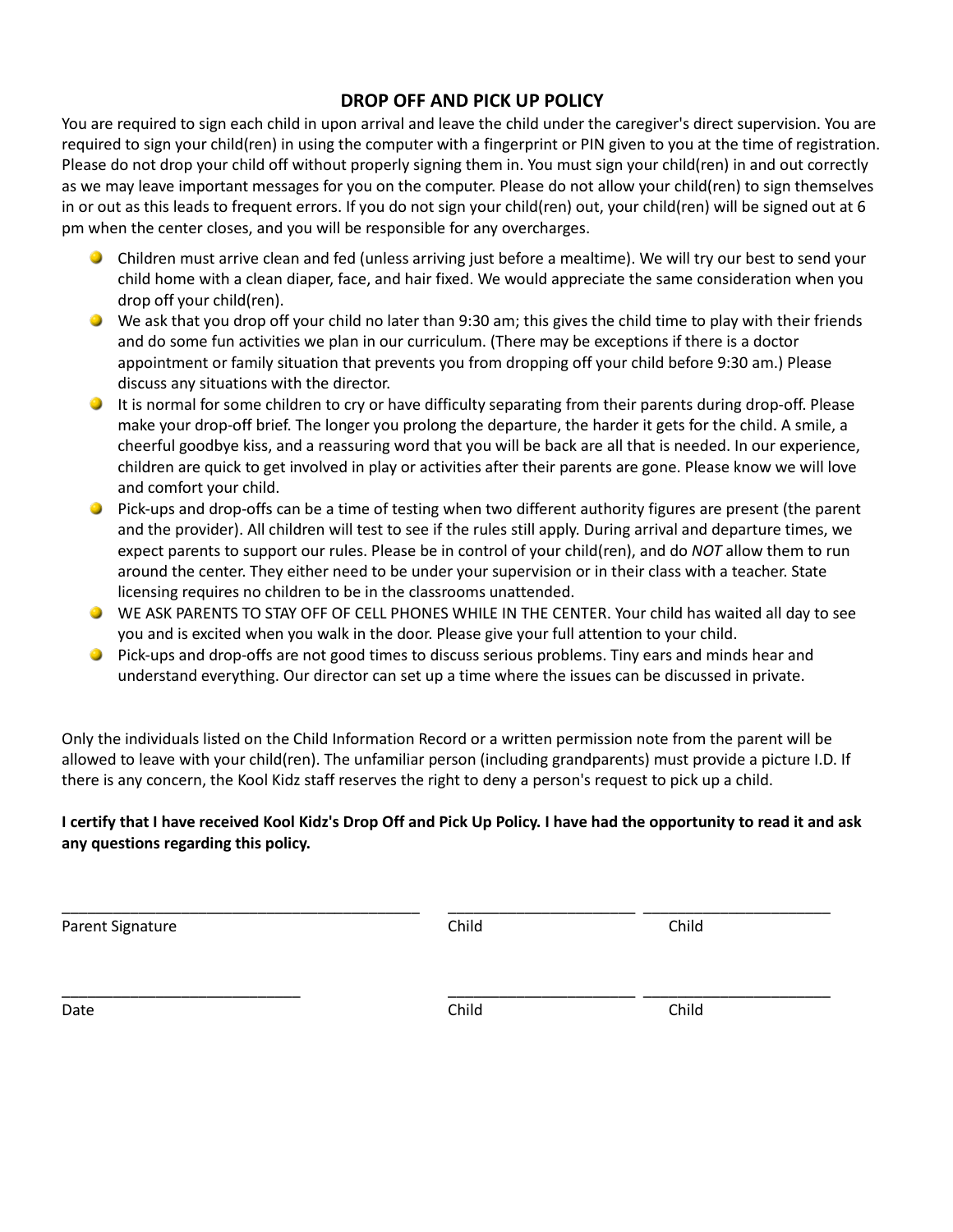## DROP OFF AND PICK UP POLICY

You are required to sign each child in upon arrival and leave the child under the caregiver's direct supervision. You are required to sign your child(ren) in using the computer with a fingerprint or PIN given to you at the time of registration. Please do not drop your child off without properly signing them in. You must sign your child(ren) in and out correctly as we may leave important messages for you on the computer. Please do not allow your child(ren) to sign themselves in or out as this leads to frequent errors. If you do not sign your child(ren) out, your child(ren) will be signed out at 6 pm when the center closes, and you will be responsible for any overcharges.

- Children must arrive clean and fed (unless arriving just before a mealtime). We will try our best to send your child home with a clean diaper, face, and hair fixed. We would appreciate the same consideration when you drop off your child(ren).
- We ask that you drop off your child no later than 9:30 am; this gives the child time to play with their friends and do some fun activities we plan in our curriculum. (There may be exceptions if there is a doctor appointment or family situation that prevents you from dropping off your child before 9:30 am.) Please discuss any situations with the director.
- It is normal for some children to cry or have difficulty separating from their parents during drop-off. Please make your drop-off brief. The longer you prolong the departure, the harder it gets for the child. A smile, a cheerful goodbye kiss, and a reassuring word that you will be back are all that is needed. In our experience, children are quick to get involved in play or activities after their parents are gone. Please know we will love and comfort your child.
- Pick-ups and drop-offs can be a time of testing when two different authority figures are present (the parent and the provider). All children will test to see if the rules still apply. During arrival and departure times, we expect parents to support our rules. Please be in control of your child(ren), and do *NOT* allow them to run around the center. They either need to be under your supervision or in their class with a teacher. State licensing requires no children to be in the classrooms unattended.
- WE ASK PARENTS TO STAY OFF OF CELL PHONES WHILE IN THE CENTER. Your child has waited all day to see you and is excited when you walk in the door. Please give your full attention to your child.
- Pick-ups and drop-offs are not good times to discuss serious problems. Tiny ears and minds hear and understand everything. Our director can set up a time where the issues can be discussed in private.

Only the individuals listed on the Child Information Record or a written permission note from the parent will be allowed to leave with your child(ren). The unfamiliar person (including grandparents) must provide a picture I.D. If there is any concern, the Kool Kidz staff reserves the right to deny a person's request to pick up a child.

**I certify that I have received Kool Kidz's Drop Off and Pick Up Policy. I have had the opportunity to read it and ask any questions regarding this policy.**

\_\_\_\_\_\_\_\_\_\_\_\_\_\_\_\_\_\_\_\_\_\_\_\_\_\_\_\_\_\_\_\_\_\_\_\_\_\_\_\_ \_\_\_\_\_\_\_\_\_\_\_\_\_\_\_\_\_\_\_\_\_ \_\_\_\_\_\_\_\_\_\_\_\_\_\_\_\_\_\_\_\_\_

Parent Signature &nbsp;&nbsp;&nbsp;&nbsp;&nbsp;&nbsp;&nbsp;&nbsp;&nbsp;&nbsp;&nbsp;&nbsp;&nbsp;&nbsp;&nbsp;&nbsp;&nbsp;&nbsp;&nbsp;&nbsp; Child &nbsp;&nbsp;&nbsp;&nbsp;&nbsp;&nbsp;&nbsp;&nbsp;&nbsp;&nbsp; Child

\_\_\_\_\_\_\_\_\_\_\_\_\_\_\_\_\_\_\_\_\_\_\_\_\_\_\_ \_\_\_\_\_\_\_\_\_\_\_\_\_\_\_\_\_\_\_\_\_ \_\_\_\_\_\_\_\_\_\_\_\_\_\_\_\_\_\_\_\_\_

Date &nbsp;&nbsp;&nbsp;&nbsp;&nbsp;&nbsp;&nbsp;&nbsp;&nbsp;&nbsp;&nbsp;&nbsp;&nbsp;&nbsp;&nbsp;&nbsp;&nbsp;&nbsp;&nbsp;&nbsp;&nbsp;&nbsp;&nbsp;&nbsp;&nbsp;&nbsp;&nbsp;&nbsp;&nbsp;&nbsp; Child &nbsp;&nbsp;&nbsp;&nbsp;&nbsp;&nbsp;&nbsp;&nbsp;&nbsp;&nbsp; Child